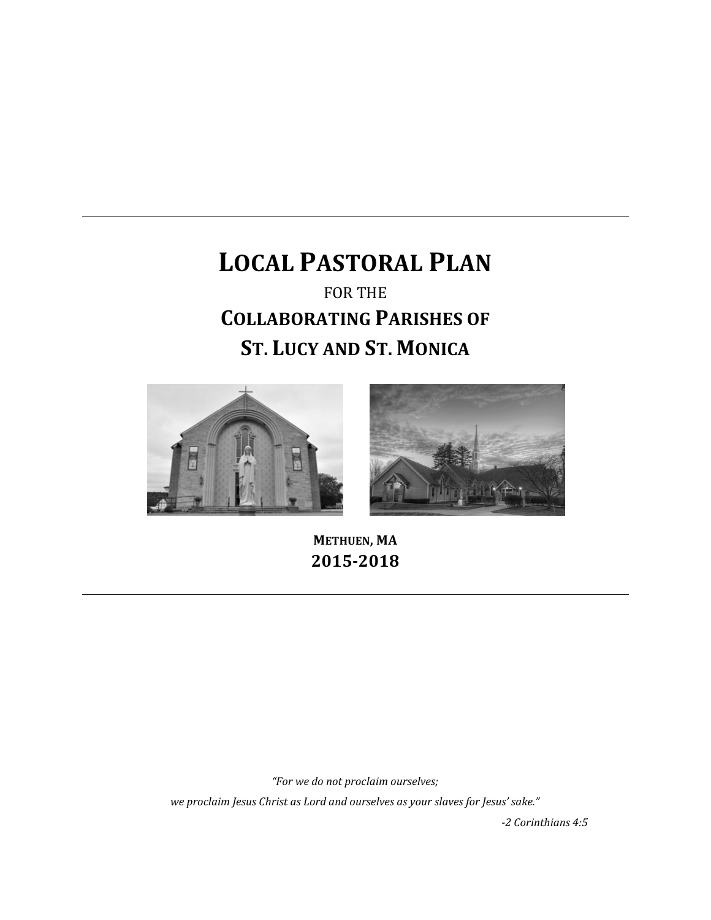# LOCAL PASTORAL PLAN

FOR THE

## COLLABORATING PARISHES OF ST. LUCY AND ST. MONICA

**METHUEN, MA**

**2015-2018**

*"For we do not proclaim ourselves;*

*we proclaim Jesus Christ as Lord and ourselves as your slaves for Jesus' sake."*

*-2 Corinthians 4:5*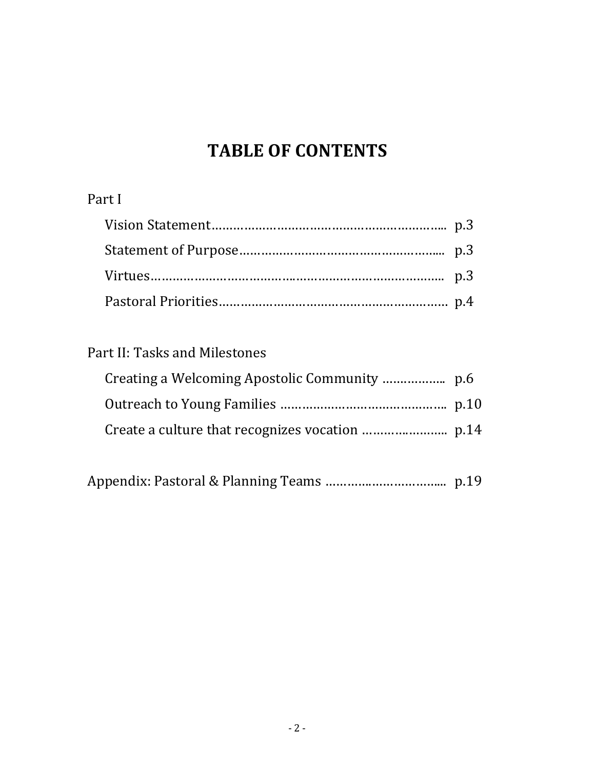# TABLE OF CONTENTS

Part I

- Vision Statement………………………………………………………... p.3
- Statement of Purpose……………………………………………….... p.3
- Virtues…………………………………………………………………….. p.3
- Pastoral Priorities……………………………………………………. p.4

Part II: Tasks and Milestones

- Creating a Welcoming Apostolic Community …………….. p.6
- Outreach to Young Families …………………………………….. p.10
- Create a culture that recognizes vocation ………………….. p.14

Appendix: Pastoral & Planning Teams …………………………... p.19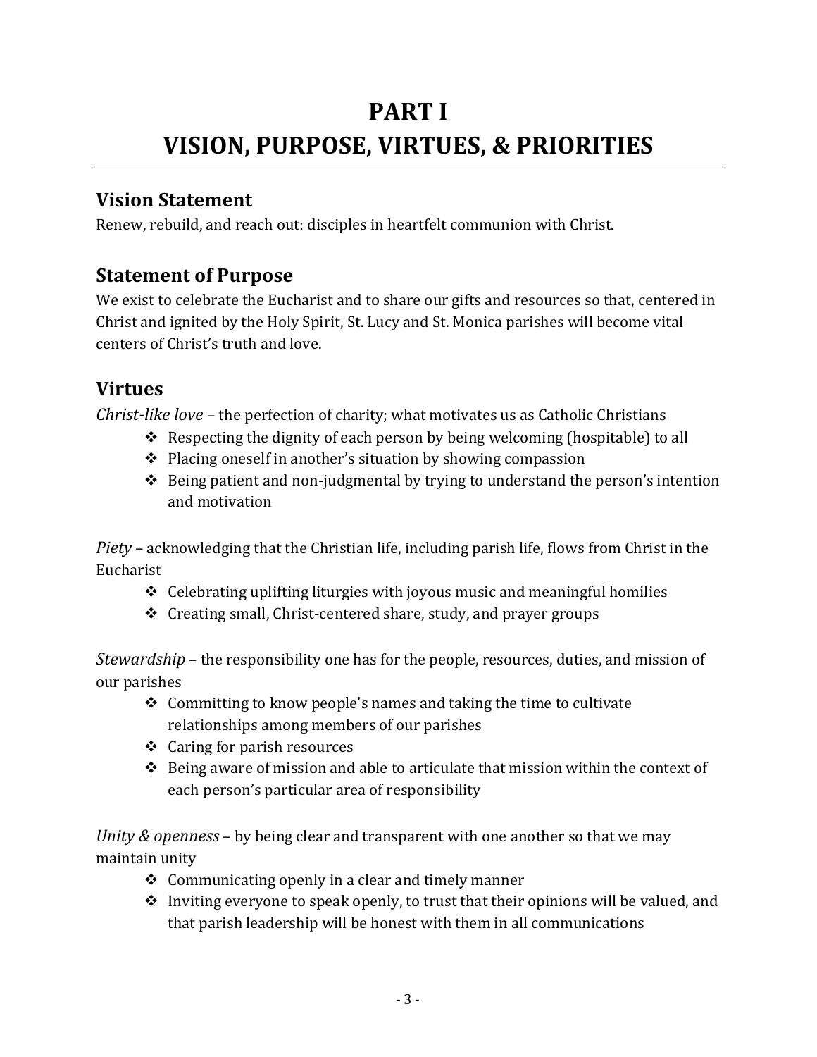# PART I
# VISION, PURPOSE, VIRTUES, & PRIORITIES

## Vision Statement

Renew, rebuild, and reach out: disciples in heartfelt communion with Christ.

## Statement of Purpose

We exist to celebrate the Eucharist and to share our gifts and resources so that, centered in Christ and ignited by the Holy Spirit, St. Lucy and St. Monica parishes will become vital centers of Christ's truth and love.

## Virtues

*Christ-like love* – the perfection of charity; what motivates us as Catholic Christians

- Respecting the dignity of each person by being welcoming (hospitable) to all
- Placing oneself in another's situation by showing compassion
- Being patient and non-judgmental by trying to understand the person's intention and motivation

*Piety* – acknowledging that the Christian life, including parish life, flows from Christ in the Eucharist

- Celebrating uplifting liturgies with joyous music and meaningful homilies
- Creating small, Christ-centered share, study, and prayer groups

*Stewardship* – the responsibility one has for the people, resources, duties, and mission of our parishes

- Committing to know people's names and taking the time to cultivate relationships among members of our parishes
- Caring for parish resources
- Being aware of mission and able to articulate that mission within the context of each person's particular area of responsibility

*Unity & openness* – by being clear and transparent with one another so that we may maintain unity

- Communicating openly in a clear and timely manner
- Inviting everyone to speak openly, to trust that their opinions will be valued, and that parish leadership will be honest with them in all communications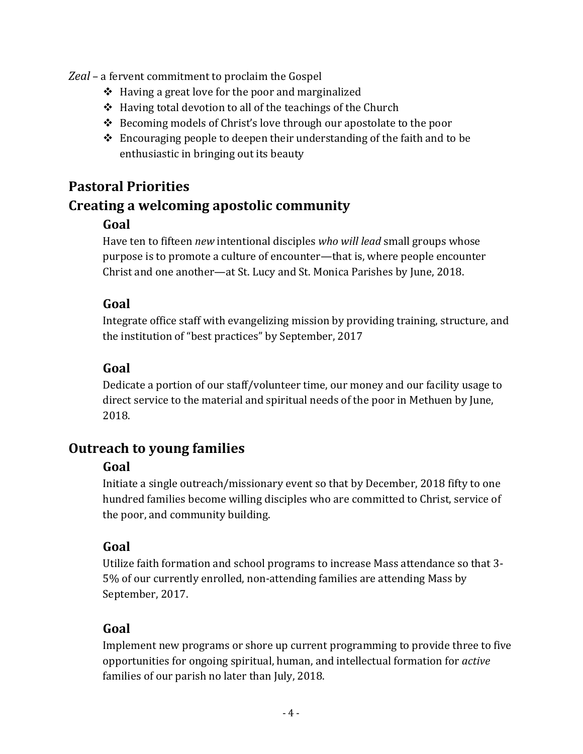*Zeal* – a fervent commitment to proclaim the Gospel

- Having a great love for the poor and marginalized
- Having total devotion to all of the teachings of the Church
- Becoming models of Christ's love through our apostolate to the poor
- Encouraging people to deepen their understanding of the faith and to be enthusiastic in bringing out its beauty

## Pastoral Priorities

## Creating a welcoming apostolic community

### Goal

Have ten to fifteen *new* intentional disciples *who will lead* small groups whose purpose is to promote a culture of encounter—that is, where people encounter Christ and one another—at St. Lucy and St. Monica Parishes by June, 2018.

### Goal

Integrate office staff with evangelizing mission by providing training, structure, and the institution of "best practices" by September, 2017

### Goal

Dedicate a portion of our staff/volunteer time, our money and our facility usage to direct service to the material and spiritual needs of the poor in Methuen by June, 2018.

## Outreach to young families

### Goal

Initiate a single outreach/missionary event so that by December, 2018 fifty to one hundred families become willing disciples who are committed to Christ, service of the poor, and community building.

### Goal

Utilize faith formation and school programs to increase Mass attendance so that 3-5% of our currently enrolled, non-attending families are attending Mass by September, 2017.

### Goal

Implement new programs or shore up current programming to provide three to five opportunities for ongoing spiritual, human, and intellectual formation for *active* families of our parish no later than July, 2018.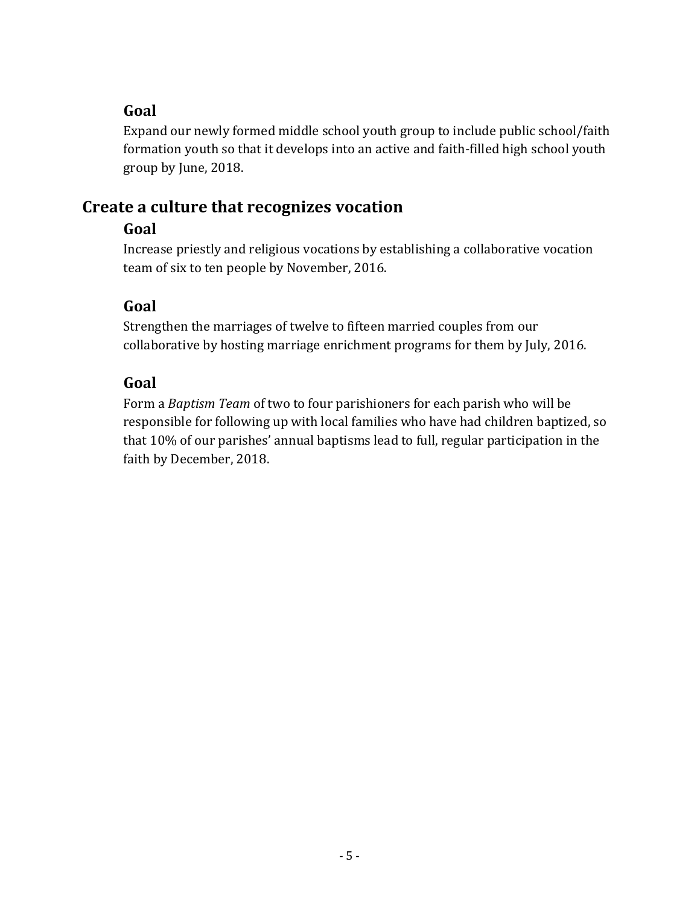### Goal

Expand our newly formed middle school youth group to include public school/faith formation youth so that it develops into an active and faith-filled high school youth group by June, 2018.

## Create a culture that recognizes vocation

### Goal

Increase priestly and religious vocations by establishing a collaborative vocation team of six to ten people by November, 2016.

### Goal

Strengthen the marriages of twelve to fifteen married couples from our collaborative by hosting marriage enrichment programs for them by July, 2016.

### Goal

Form a *Baptism Team* of two to four parishioners for each parish who will be responsible for following up with local families who have had children baptized, so that 10% of our parishes' annual baptisms lead to full, regular participation in the faith by December, 2018.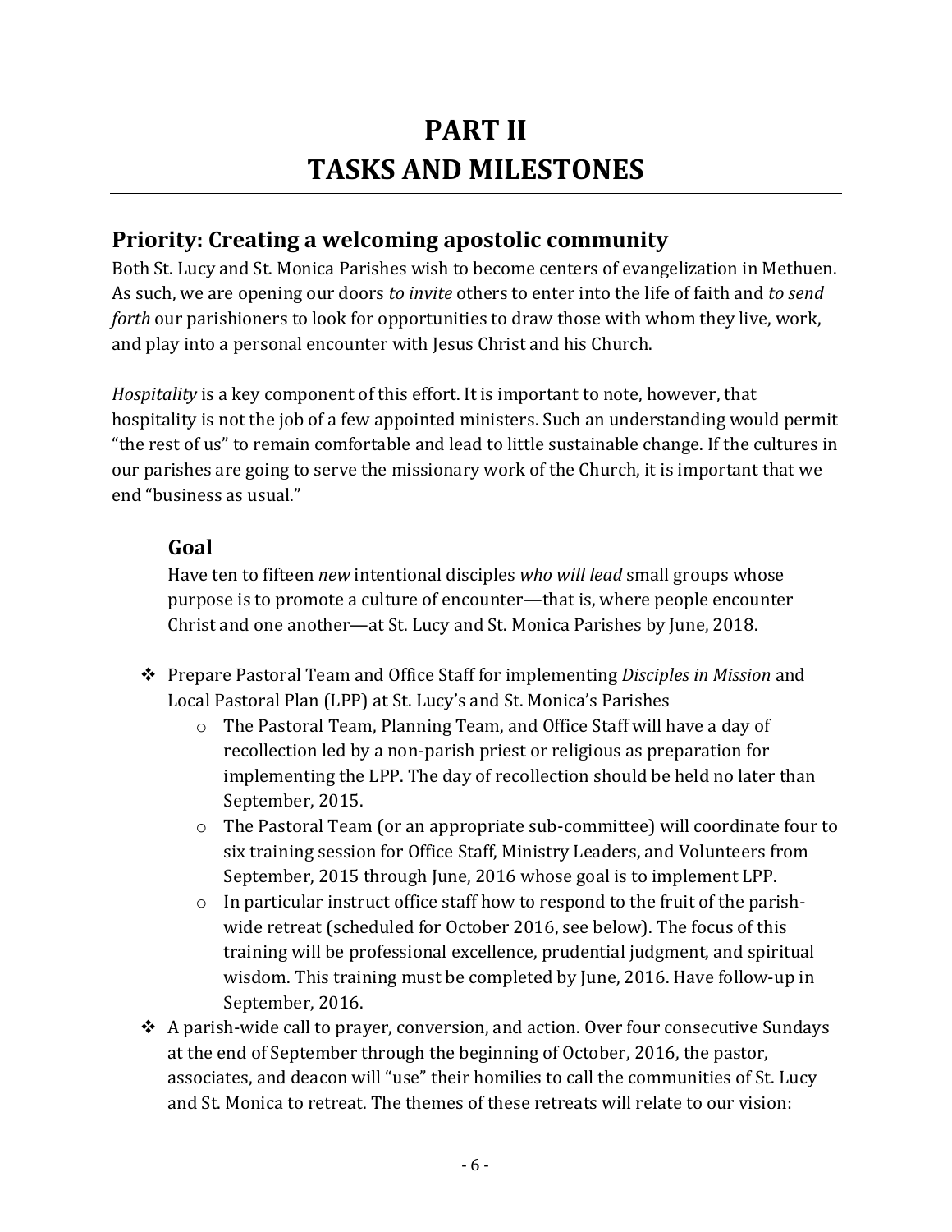# PART II
# TASKS AND MILESTONES

## Priority: Creating a welcoming apostolic community

Both St. Lucy and St. Monica Parishes wish to become centers of evangelization in Methuen. As such, we are opening our doors *to invite* others to enter into the life of faith and *to send forth* our parishioners to look for opportunities to draw those with whom they live, work, and play into a personal encounter with Jesus Christ and his Church.

*Hospitality* is a key component of this effort. It is important to note, however, that hospitality is not the job of a few appointed ministers. Such an understanding would permit "the rest of us" to remain comfortable and lead to little sustainable change. If the cultures in our parishes are going to serve the missionary work of the Church, it is important that we end "business as usual."

### Goal

Have ten to fifteen *new* intentional disciples *who will lead* small groups whose purpose is to promote a culture of encounter—that is, where people encounter Christ and one another—at St. Lucy and St. Monica Parishes by June, 2018.

- Prepare Pastoral Team and Office Staff for implementing *Disciples in Mission* and Local Pastoral Plan (LPP) at St. Lucy's and St. Monica's Parishes
  - The Pastoral Team, Planning Team, and Office Staff will have a day of recollection led by a non-parish priest or religious as preparation for implementing the LPP. The day of recollection should be held no later than September, 2015.
  - The Pastoral Team (or an appropriate sub-committee) will coordinate four to six training session for Office Staff, Ministry Leaders, and Volunteers from September, 2015 through June, 2016 whose goal is to implement LPP.
  - In particular instruct office staff how to respond to the fruit of the parish-wide retreat (scheduled for October 2016, see below). The focus of this training will be professional excellence, prudential judgment, and spiritual wisdom. This training must be completed by June, 2016. Have follow-up in September, 2016.
- A parish-wide call to prayer, conversion, and action. Over four consecutive Sundays at the end of September through the beginning of October, 2016, the pastor, associates, and deacon will "use" their homilies to call the communities of St. Lucy and St. Monica to retreat. The themes of these retreats will relate to our vision: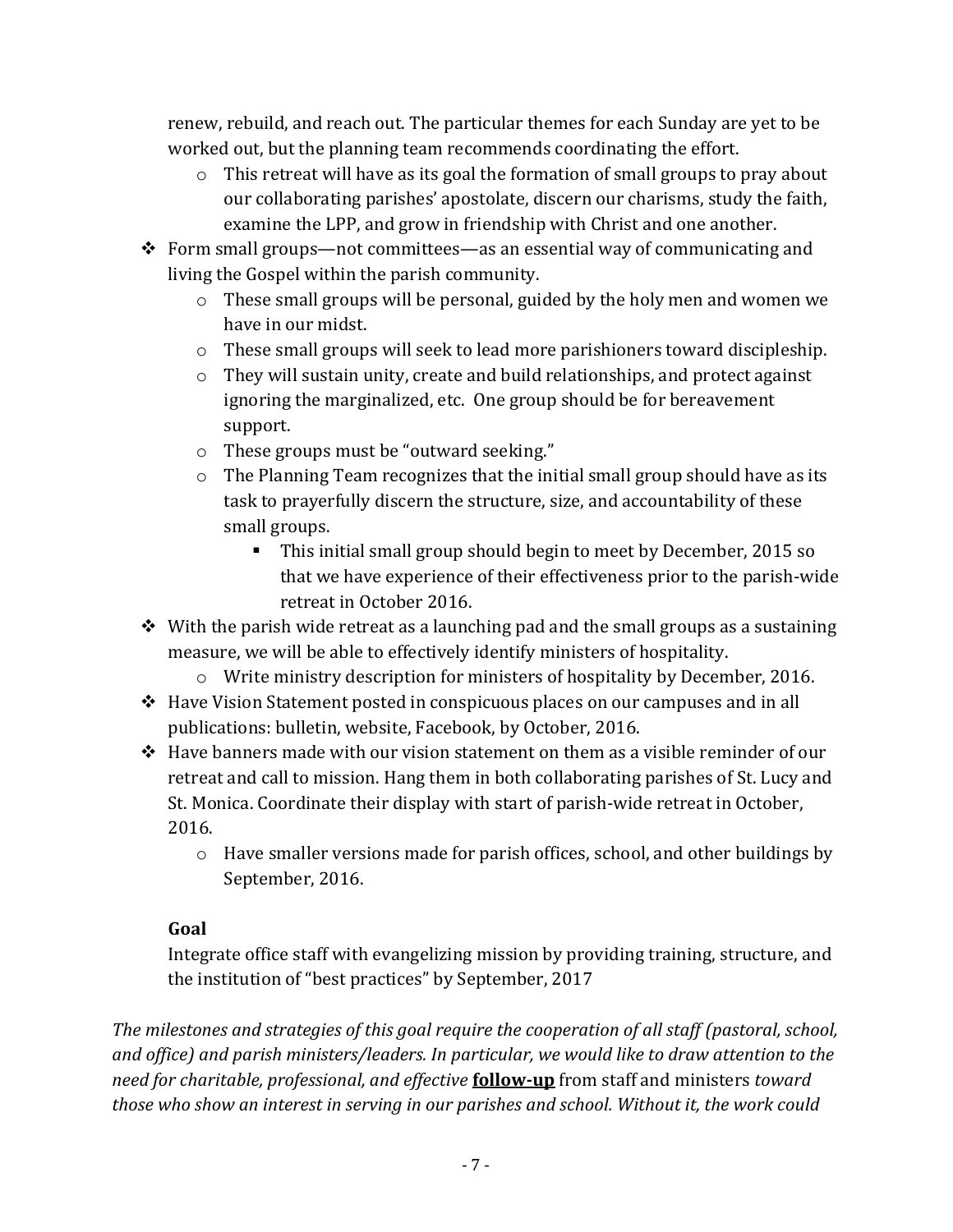renew, rebuild, and reach out. The particular themes for each Sunday are yet to be worked out, but the planning team recommends coordinating the effort.

- This retreat will have as its goal the formation of small groups to pray about our collaborating parishes' apostolate, discern our charisms, study the faith, examine the LPP, and grow in friendship with Christ and one another.

- Form small groups—not committees—as an essential way of communicating and living the Gospel within the parish community.
  - These small groups will be personal, guided by the holy men and women we have in our midst.
  - These small groups will seek to lead more parishioners toward discipleship.
  - They will sustain unity, create and build relationships, and protect against ignoring the marginalized, etc. One group should be for bereavement support.
  - These groups must be "outward seeking."
  - The Planning Team recognizes that the initial small group should have as its task to prayerfully discern the structure, size, and accountability of these small groups.
    - This initial small group should begin to meet by December, 2015 so that we have experience of their effectiveness prior to the parish-wide retreat in October 2016.
- With the parish wide retreat as a launching pad and the small groups as a sustaining measure, we will be able to effectively identify ministers of hospitality.
  - Write ministry description for ministers of hospitality by December, 2016.
- Have Vision Statement posted in conspicuous places on our campuses and in all publications: bulletin, website, Facebook, by October, 2016.
- Have banners made with our vision statement on them as a visible reminder of our retreat and call to mission. Hang them in both collaborating parishes of St. Lucy and St. Monica. Coordinate their display with start of parish-wide retreat in October, 2016.
  - Have smaller versions made for parish offices, school, and other buildings by September, 2016.

**Goal**

Integrate office staff with evangelizing mission by providing training, structure, and the institution of "best practices" by September, 2017

*The milestones and strategies of this goal require the cooperation of all staff (pastoral, school, and office) and parish ministers/leaders. In particular, we would like to draw attention to the need for charitable, professional, and effective* **follow-up** *from staff and ministers toward those who show an interest in serving in our parishes and school. Without it, the work could*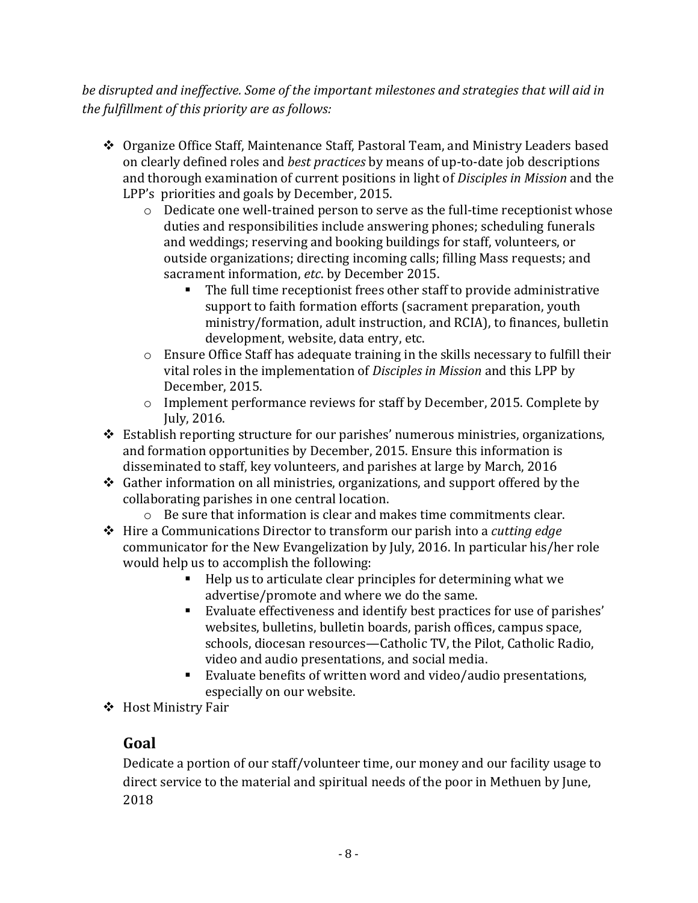*be disrupted and ineffective. Some of the important milestones and strategies that will aid in the fulfillment of this priority are as follows:*

- Organize Office Staff, Maintenance Staff, Pastoral Team, and Ministry Leaders based on clearly defined roles and *best practices* by means of up-to-date job descriptions and thorough examination of current positions in light of *Disciples in Mission* and the LPP's priorities and goals by December, 2015.
  - Dedicate one well-trained person to serve as the full-time receptionist whose duties and responsibilities include answering phones; scheduling funerals and weddings; reserving and booking buildings for staff, volunteers, or outside organizations; directing incoming calls; filling Mass requests; and sacrament information, *etc*. by December 2015.
    - The full time receptionist frees other staff to provide administrative support to faith formation efforts (sacrament preparation, youth ministry/formation, adult instruction, and RCIA), to finances, bulletin development, website, data entry, etc.
  - Ensure Office Staff has adequate training in the skills necessary to fulfill their vital roles in the implementation of *Disciples in Mission* and this LPP by December, 2015.
  - Implement performance reviews for staff by December, 2015. Complete by July, 2016.
- Establish reporting structure for our parishes' numerous ministries, organizations, and formation opportunities by December, 2015. Ensure this information is disseminated to staff, key volunteers, and parishes at large by March, 2016
- Gather information on all ministries, organizations, and support offered by the collaborating parishes in one central location.
  - Be sure that information is clear and makes time commitments clear.
- Hire a Communications Director to transform our parish into a *cutting edge* communicator for the New Evangelization by July, 2016. In particular his/her role would help us to accomplish the following:
    - Help us to articulate clear principles for determining what we advertise/promote and where we do the same.
    - Evaluate effectiveness and identify best practices for use of parishes' websites, bulletins, bulletin boards, parish offices, campus space, schools, diocesan resources—Catholic TV, the Pilot, Catholic Radio, video and audio presentations, and social media.
    - Evaluate benefits of written word and video/audio presentations, especially on our website.
- Host Ministry Fair

## Goal

Dedicate a portion of our staff/volunteer time, our money and our facility usage to direct service to the material and spiritual needs of the poor in Methuen by June, 2018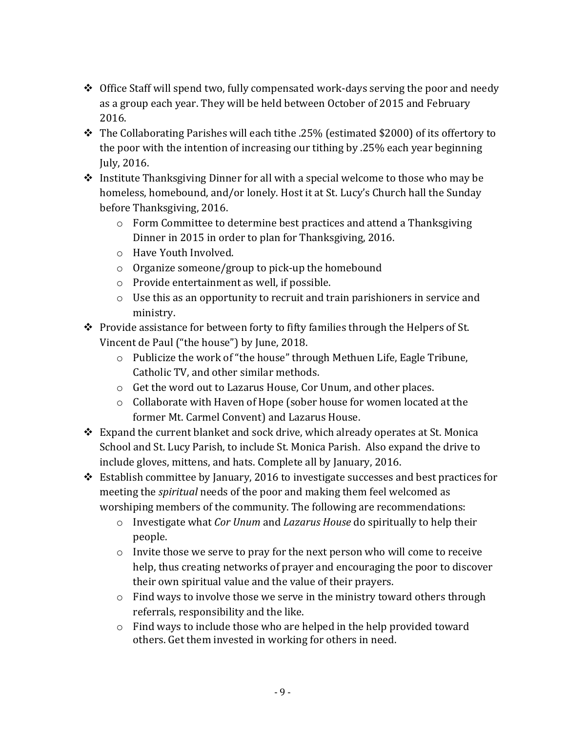- Office Staff will spend two, fully compensated work-days serving the poor and needy as a group each year. They will be held between October of 2015 and February 2016.
- The Collaborating Parishes will each tithe .25% (estimated $2000) of its offertory to the poor with the intention of increasing our tithing by .25% each year beginning July, 2016.
- Institute Thanksgiving Dinner for all with a special welcome to those who may be homeless, homebound, and/or lonely. Host it at St. Lucy's Church hall the Sunday before Thanksgiving, 2016.
  - Form Committee to determine best practices and attend a Thanksgiving Dinner in 2015 in order to plan for Thanksgiving, 2016.
  - Have Youth Involved.
  - Organize someone/group to pick-up the homebound
  - Provide entertainment as well, if possible.
  - Use this as an opportunity to recruit and train parishioners in service and ministry.
- Provide assistance for between forty to fifty families through the Helpers of St. Vincent de Paul ("the house") by June, 2018.
  - Publicize the work of "the house" through Methuen Life, Eagle Tribune, Catholic TV, and other similar methods.
  - Get the word out to Lazarus House, Cor Unum, and other places.
  - Collaborate with Haven of Hope (sober house for women located at the former Mt. Carmel Convent) and Lazarus House.
- Expand the current blanket and sock drive, which already operates at St. Monica School and St. Lucy Parish, to include St. Monica Parish. Also expand the drive to include gloves, mittens, and hats. Complete all by January, 2016.
- Establish committee by January, 2016 to investigate successes and best practices for meeting the *spiritual* needs of the poor and making them feel welcomed as worshiping members of the community. The following are recommendations:
  - Investigate what *Cor Unum* and *Lazarus House* do spiritually to help their people.
  - Invite those we serve to pray for the next person who will come to receive help, thus creating networks of prayer and encouraging the poor to discover their own spiritual value and the value of their prayers.
  - Find ways to involve those we serve in the ministry toward others through referrals, responsibility and the like.
  - Find ways to include those who are helped in the help provided toward others. Get them invested in working for others in need.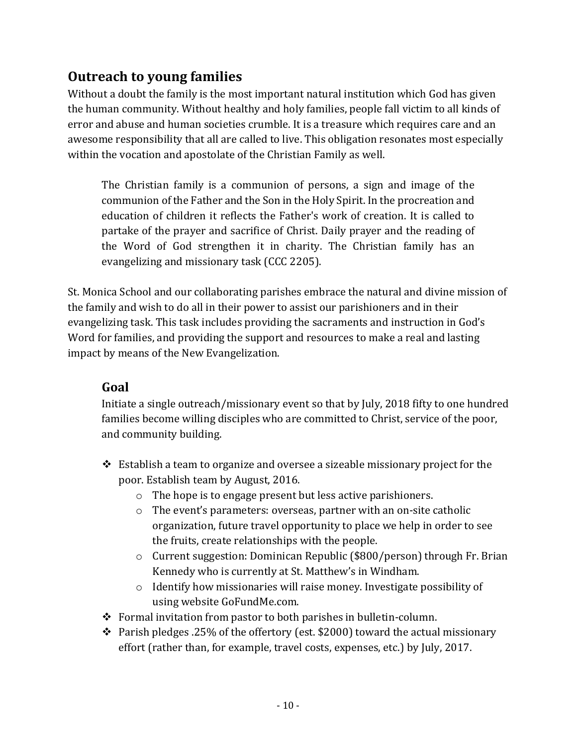## Outreach to young families

Without a doubt the family is the most important natural institution which God has given the human community. Without healthy and holy families, people fall victim to all kinds of error and abuse and human societies crumble. It is a treasure which requires care and an awesome responsibility that all are called to live. This obligation resonates most especially within the vocation and apostolate of the Christian Family as well.

> The Christian family is a communion of persons, a sign and image of the communion of the Father and the Son in the Holy Spirit. In the procreation and education of children it reflects the Father's work of creation. It is called to partake of the prayer and sacrifice of Christ. Daily prayer and the reading of the Word of God strengthen it in charity. The Christian family has an evangelizing and missionary task (CCC 2205).

St. Monica School and our collaborating parishes embrace the natural and divine mission of the family and wish to do all in their power to assist our parishioners and in their evangelizing task. This task includes providing the sacraments and instruction in God's Word for families, and providing the support and resources to make a real and lasting impact by means of the New Evangelization.

### Goal

Initiate a single outreach/missionary event so that by July, 2018 fifty to one hundred families become willing disciples who are committed to Christ, service of the poor, and community building.

- Establish a team to organize and oversee a sizeable missionary project for the poor. Establish team by August, 2016.
  - The hope is to engage present but less active parishioners.
  - The event's parameters: overseas, partner with an on-site catholic organization, future travel opportunity to place we help in order to see the fruits, create relationships with the people.
  - Current suggestion: Dominican Republic ($800/person) through Fr. Brian Kennedy who is currently at St. Matthew's in Windham.
  - Identify how missionaries will raise money. Investigate possibility of using website GoFundMe.com.
- Formal invitation from pastor to both parishes in bulletin-column.
- Parish pledges .25% of the offertory (est. $2000) toward the actual missionary effort (rather than, for example, travel costs, expenses, etc.) by July, 2017.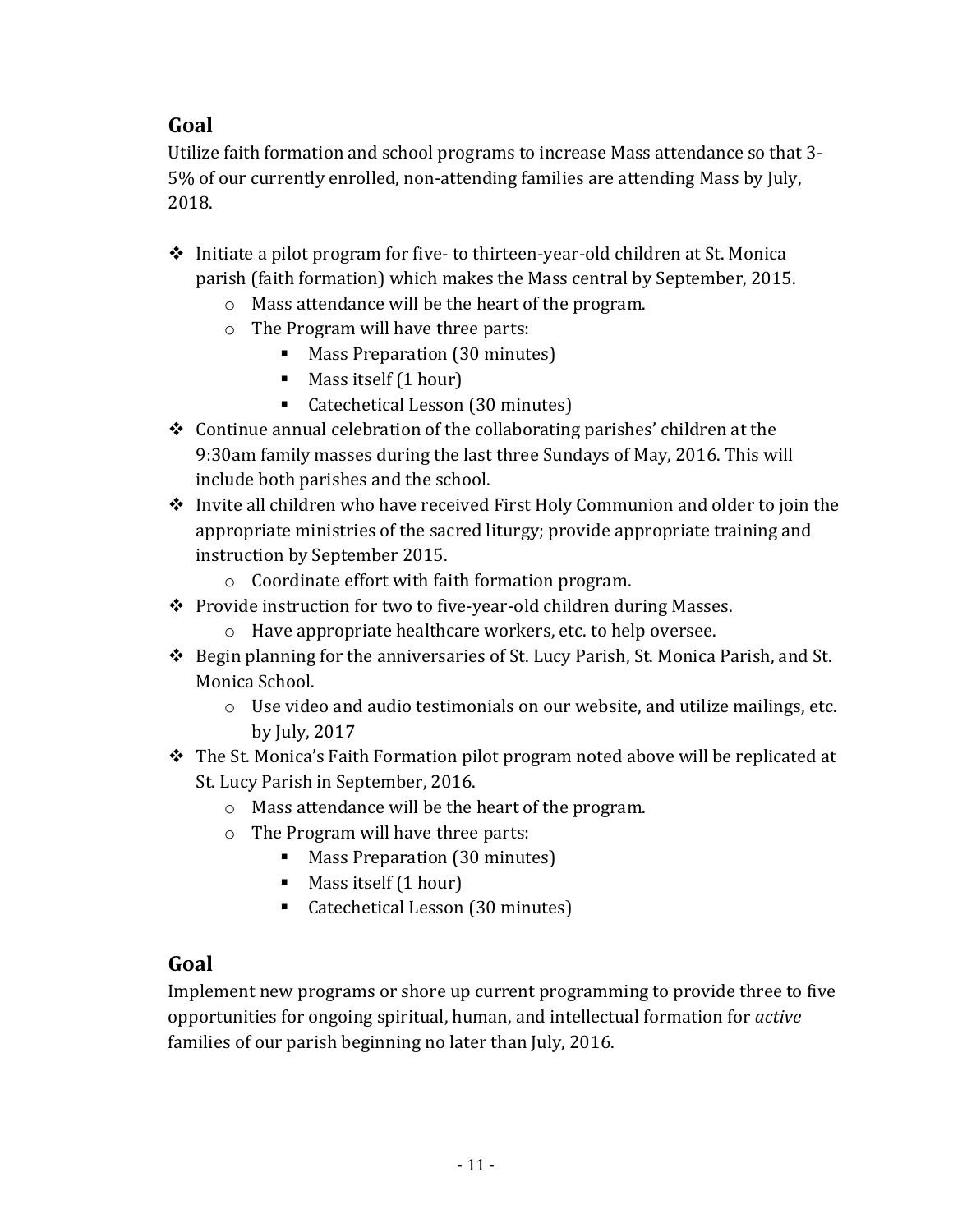## Goal

Utilize faith formation and school programs to increase Mass attendance so that 3-5% of our currently enrolled, non-attending families are attending Mass by July, 2018.

- Initiate a pilot program for five- to thirteen-year-old children at St. Monica parish (faith formation) which makes the Mass central by September, 2015.
  - Mass attendance will be the heart of the program.
  - The Program will have three parts:
    - Mass Preparation (30 minutes)
    - Mass itself (1 hour)
    - Catechetical Lesson (30 minutes)
- Continue annual celebration of the collaborating parishes' children at the 9:30am family masses during the last three Sundays of May, 2016. This will include both parishes and the school.
- Invite all children who have received First Holy Communion and older to join the appropriate ministries of the sacred liturgy; provide appropriate training and instruction by September 2015.
  - Coordinate effort with faith formation program.
- Provide instruction for two to five-year-old children during Masses.
  - Have appropriate healthcare workers, etc. to help oversee.
- Begin planning for the anniversaries of St. Lucy Parish, St. Monica Parish, and St. Monica School.
  - Use video and audio testimonials on our website, and utilize mailings, etc. by July, 2017
- The St. Monica's Faith Formation pilot program noted above will be replicated at St. Lucy Parish in September, 2016.
  - Mass attendance will be the heart of the program.
  - The Program will have three parts:
    - Mass Preparation (30 minutes)
    - Mass itself (1 hour)
    - Catechetical Lesson (30 minutes)

## Goal

Implement new programs or shore up current programming to provide three to five opportunities for ongoing spiritual, human, and intellectual formation for *active* families of our parish beginning no later than July, 2016.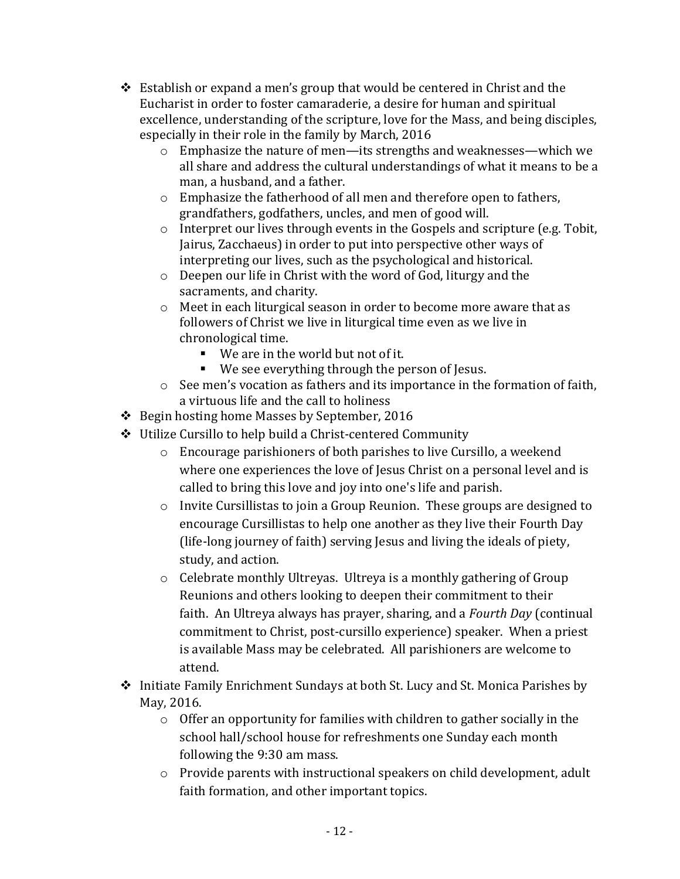- Establish or expand a men's group that would be centered in Christ and the Eucharist in order to foster camaraderie, a desire for human and spiritual excellence, understanding of the scripture, love for the Mass, and being disciples, especially in their role in the family by March, 2016
    - Emphasize the nature of men—its strengths and weaknesses—which we all share and address the cultural understandings of what it means to be a man, a husband, and a father.
    - Emphasize the fatherhood of all men and therefore open to fathers, grandfathers, godfathers, uncles, and men of good will.
    - Interpret our lives through events in the Gospels and scripture (e.g. Tobit, Jairus, Zacchaeus) in order to put into perspective other ways of interpreting our lives, such as the psychological and historical.
    - Deepen our life in Christ with the word of God, liturgy and the sacraments, and charity.
    - Meet in each liturgical season in order to become more aware that as followers of Christ we live in liturgical time even as we live in chronological time.
        - We are in the world but not of it.
        - We see everything through the person of Jesus.
    - See men's vocation as fathers and its importance in the formation of faith, a virtuous life and the call to holiness
- Begin hosting home Masses by September, 2016
- Utilize Cursillo to help build a Christ-centered Community
    - Encourage parishioners of both parishes to live Cursillo, a weekend where one experiences the love of Jesus Christ on a personal level and is called to bring this love and joy into one's life and parish.
    - Invite Cursillistas to join a Group Reunion. These groups are designed to encourage Cursillistas to help one another as they live their Fourth Day (life-long journey of faith) serving Jesus and living the ideals of piety, study, and action.
    - Celebrate monthly Ultreyas. Ultreya is a monthly gathering of Group Reunions and others looking to deepen their commitment to their faith. An Ultreya always has prayer, sharing, and a *Fourth Day* (continual commitment to Christ, post-cursillo experience) speaker. When a priest is available Mass may be celebrated. All parishioners are welcome to attend.
- Initiate Family Enrichment Sundays at both St. Lucy and St. Monica Parishes by May, 2016.
    - Offer an opportunity for families with children to gather socially in the school hall/school house for refreshments one Sunday each month following the 9:30 am mass.
    - Provide parents with instructional speakers on child development, adult faith formation, and other important topics.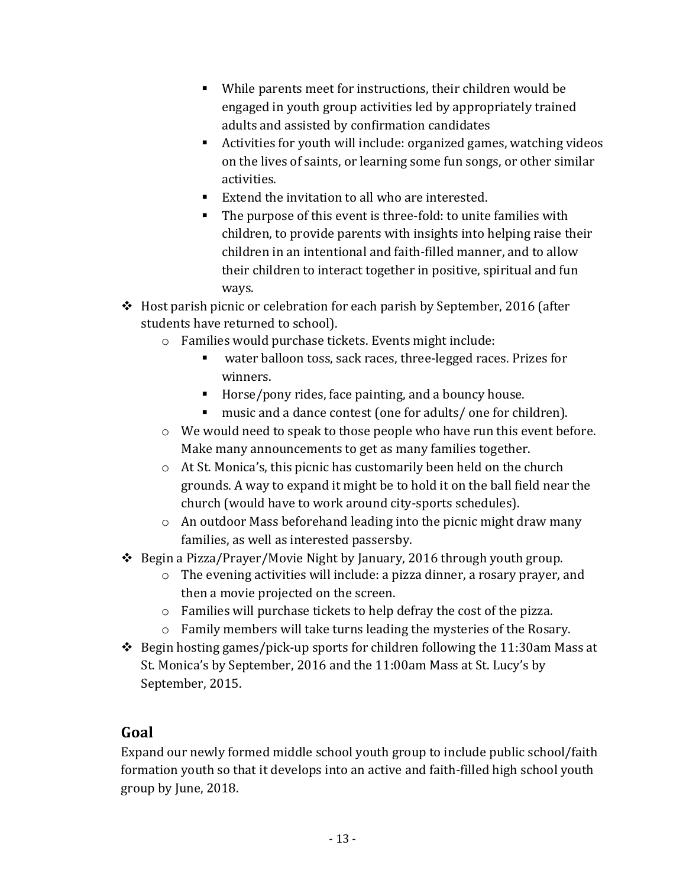- While parents meet for instructions, their children would be engaged in youth group activities led by appropriately trained adults and assisted by confirmation candidates
        - Activities for youth will include: organized games, watching videos on the lives of saints, or learning some fun songs, or other similar activities.
        - Extend the invitation to all who are interested.
        - The purpose of this event is three-fold: to unite families with children, to provide parents with insights into helping raise their children in an intentional and faith-filled manner, and to allow their children to interact together in positive, spiritual and fun ways.

- Host parish picnic or celebration for each parish by September, 2016 (after students have returned to school).
    - Families would purchase tickets. Events might include:
        - water balloon toss, sack races, three-legged races. Prizes for winners.
        - Horse/pony rides, face painting, and a bouncy house.
        - music and a dance contest (one for adults/ one for children).
    - We would need to speak to those people who have run this event before. Make many announcements to get as many families together.
    - At St. Monica's, this picnic has customarily been held on the church grounds. A way to expand it might be to hold it on the ball field near the church (would have to work around city-sports schedules).
    - An outdoor Mass beforehand leading into the picnic might draw many families, as well as interested passersby.
- Begin a Pizza/Prayer/Movie Night by January, 2016 through youth group.
    - The evening activities will include: a pizza dinner, a rosary prayer, and then a movie projected on the screen.
    - Families will purchase tickets to help defray the cost of the pizza.
    - Family members will take turns leading the mysteries of the Rosary.
- Begin hosting games/pick-up sports for children following the 11:30am Mass at St. Monica's by September, 2016 and the 11:00am Mass at St. Lucy's by September, 2015.

## Goal

Expand our newly formed middle school youth group to include public school/faith formation youth so that it develops into an active and faith-filled high school youth group by June, 2018.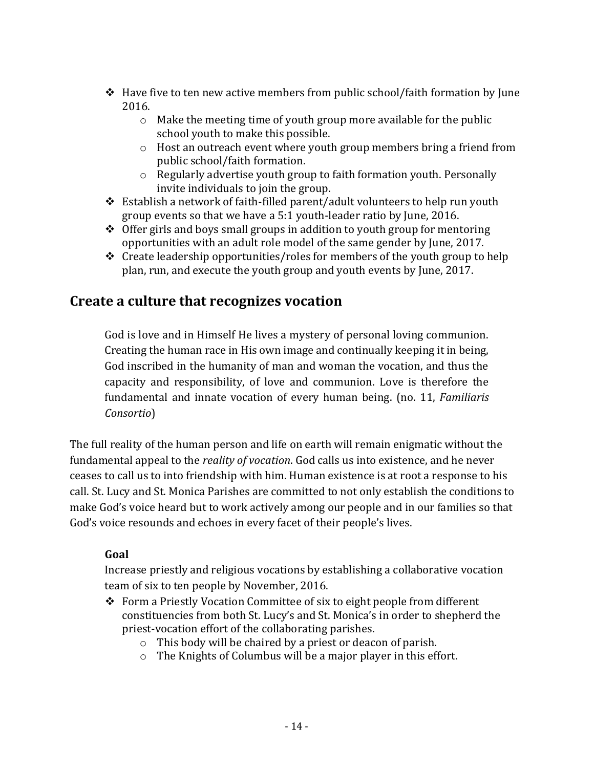- Have five to ten new active members from public school/faith formation by June 2016.
    - Make the meeting time of youth group more available for the public school youth to make this possible.
    - Host an outreach event where youth group members bring a friend from public school/faith formation.
    - Regularly advertise youth group to faith formation youth. Personally invite individuals to join the group.
- Establish a network of faith-filled parent/adult volunteers to help run youth group events so that we have a 5:1 youth-leader ratio by June, 2016.
- Offer girls and boys small groups in addition to youth group for mentoring opportunities with an adult role model of the same gender by June, 2017.
- Create leadership opportunities/roles for members of the youth group to help plan, run, and execute the youth group and youth events by June, 2017.

## Create a culture that recognizes vocation

> God is love and in Himself He lives a mystery of personal loving communion. Creating the human race in His own image and continually keeping it in being, God inscribed in the humanity of man and woman the vocation, and thus the capacity and responsibility, of love and communion. Love is therefore the fundamental and innate vocation of every human being. (no. 11, *Familiaris Consortio*)

The full reality of the human person and life on earth will remain enigmatic without the fundamental appeal to the *reality of vocation*. God calls us into existence, and he never ceases to call us to into friendship with him. Human existence is at root a response to his call. St. Lucy and St. Monica Parishes are committed to not only establish the conditions to make God's voice heard but to work actively among our people and in our families so that God's voice resounds and echoes in every facet of their people's lives.

### Goal

Increase priestly and religious vocations by establishing a collaborative vocation team of six to ten people by November, 2016.

- Form a Priestly Vocation Committee of six to eight people from different constituencies from both St. Lucy's and St. Monica's in order to shepherd the priest-vocation effort of the collaborating parishes.
    - This body will be chaired by a priest or deacon of parish.
    - The Knights of Columbus will be a major player in this effort.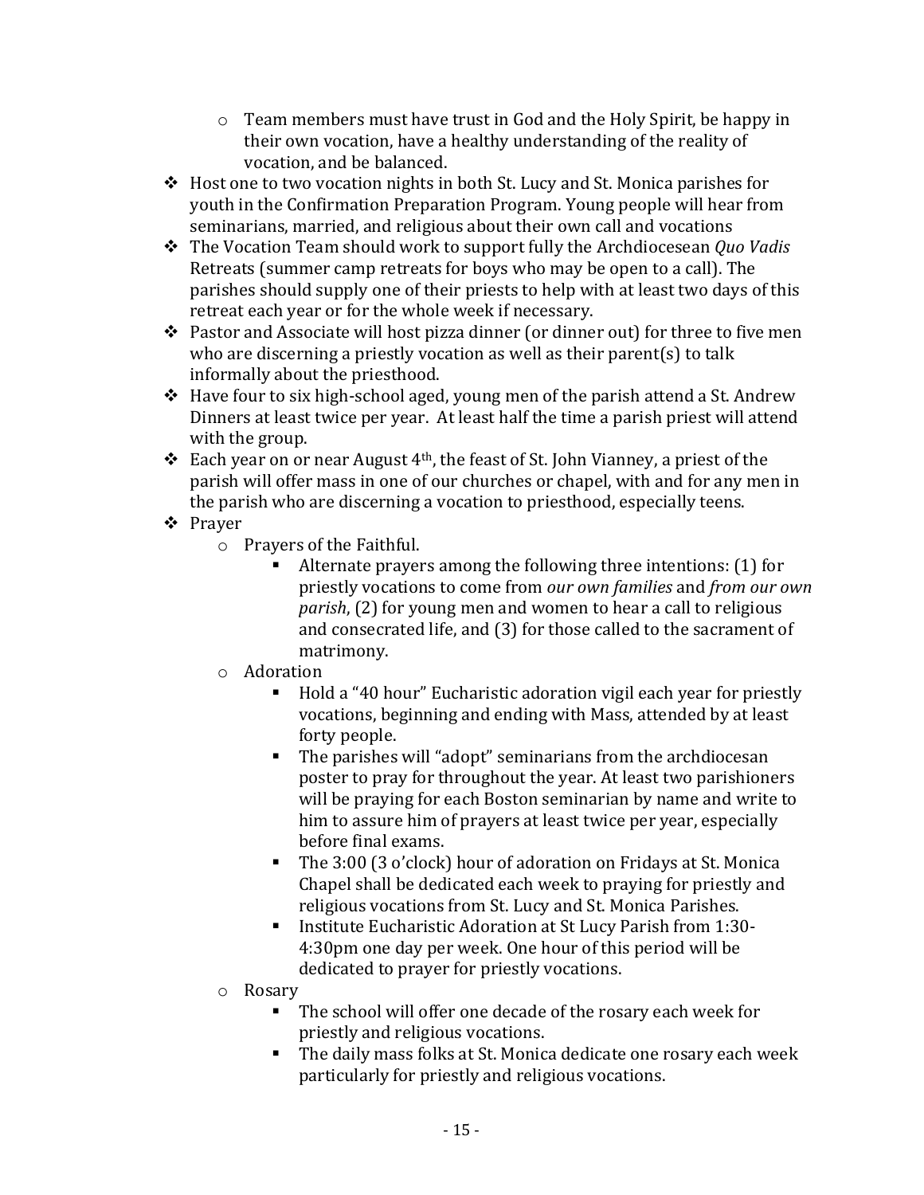- Team members must have trust in God and the Holy Spirit, be happy in their own vocation, have a healthy understanding of the reality of vocation, and be balanced.
- Host one to two vocation nights in both St. Lucy and St. Monica parishes for youth in the Confirmation Preparation Program. Young people will hear from seminarians, married, and religious about their own call and vocations
- The Vocation Team should work to support fully the Archdiocesean *Quo Vadis* Retreats (summer camp retreats for boys who may be open to a call). The parishes should supply one of their priests to help with at least two days of this retreat each year or for the whole week if necessary.
- Pastor and Associate will host pizza dinner (or dinner out) for three to five men who are discerning a priestly vocation as well as their parent(s) to talk informally about the priesthood.
- Have four to six high-school aged, young men of the parish attend a St. Andrew Dinners at least twice per year. At least half the time a parish priest will attend with the group.
- Each year on or near August 4th, the feast of St. John Vianney, a priest of the parish will offer mass in one of our churches or chapel, with and for any men in the parish who are discerning a vocation to priesthood, especially teens.
- Prayer
    - Prayers of the Faithful.
        - Alternate prayers among the following three intentions: (1) for priestly vocations to come from *our own families* and *from our own parish*, (2) for young men and women to hear a call to religious and consecrated life, and (3) for those called to the sacrament of matrimony.
    - Adoration
        - Hold a "40 hour" Eucharistic adoration vigil each year for priestly vocations, beginning and ending with Mass, attended by at least forty people.
        - The parishes will "adopt" seminarians from the archdiocesan poster to pray for throughout the year. At least two parishioners will be praying for each Boston seminarian by name and write to him to assure him of prayers at least twice per year, especially before final exams.
        - The 3:00 (3 o'clock) hour of adoration on Fridays at St. Monica Chapel shall be dedicated each week to praying for priestly and religious vocations from St. Lucy and St. Monica Parishes.
        - Institute Eucharistic Adoration at St Lucy Parish from 1:30-4:30pm one day per week. One hour of this period will be dedicated to prayer for priestly vocations.
    - Rosary
        - The school will offer one decade of the rosary each week for priestly and religious vocations.
        - The daily mass folks at St. Monica dedicate one rosary each week particularly for priestly and religious vocations.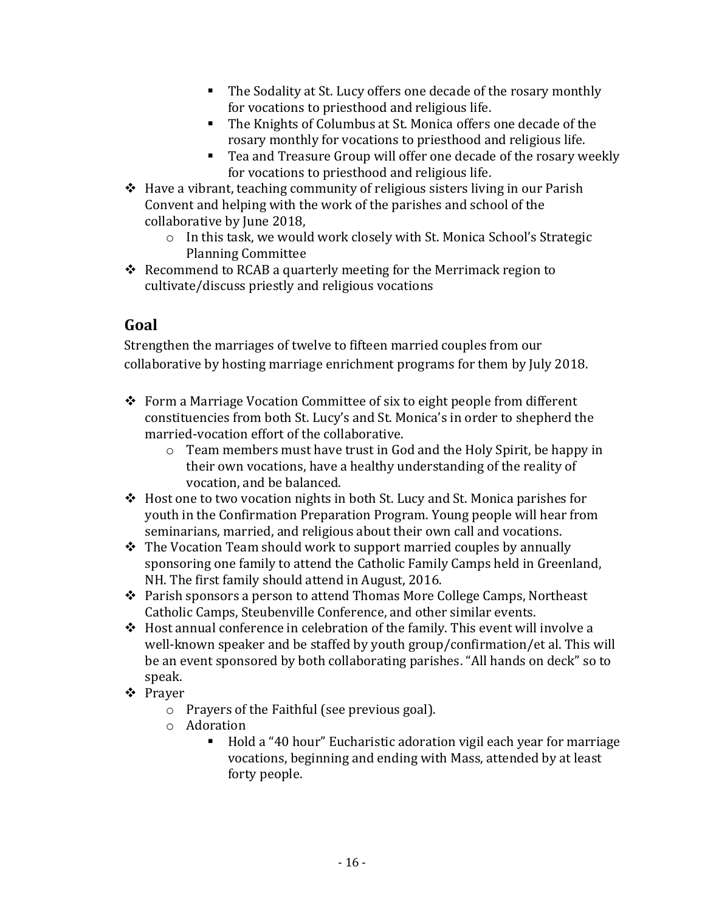- The Sodality at St. Lucy offers one decade of the rosary monthly for vocations to priesthood and religious life.
        - The Knights of Columbus at St. Monica offers one decade of the rosary monthly for vocations to priesthood and religious life.
        - Tea and Treasure Group will offer one decade of the rosary weekly for vocations to priesthood and religious life.
- Have a vibrant, teaching community of religious sisters living in our Parish Convent and helping with the work of the parishes and school of the collaborative by June 2018,
    - In this task, we would work closely with St. Monica School's Strategic Planning Committee
- Recommend to RCAB a quarterly meeting for the Merrimack region to cultivate/discuss priestly and religious vocations

## Goal

Strengthen the marriages of twelve to fifteen married couples from our collaborative by hosting marriage enrichment programs for them by July 2018.

- Form a Marriage Vocation Committee of six to eight people from different constituencies from both St. Lucy's and St. Monica's in order to shepherd the married-vocation effort of the collaborative.
    - Team members must have trust in God and the Holy Spirit, be happy in their own vocations, have a healthy understanding of the reality of vocation, and be balanced.
- Host one to two vocation nights in both St. Lucy and St. Monica parishes for youth in the Confirmation Preparation Program. Young people will hear from seminarians, married, and religious about their own call and vocations.
- The Vocation Team should work to support married couples by annually sponsoring one family to attend the Catholic Family Camps held in Greenland, NH. The first family should attend in August, 2016.
- Parish sponsors a person to attend Thomas More College Camps, Northeast Catholic Camps, Steubenville Conference, and other similar events.
- Host annual conference in celebration of the family. This event will involve a well-known speaker and be staffed by youth group/confirmation/et al. This will be an event sponsored by both collaborating parishes. "All hands on deck" so to speak.
- Prayer
    - Prayers of the Faithful (see previous goal).
    - Adoration
        - Hold a "40 hour" Eucharistic adoration vigil each year for marriage vocations, beginning and ending with Mass, attended by at least forty people.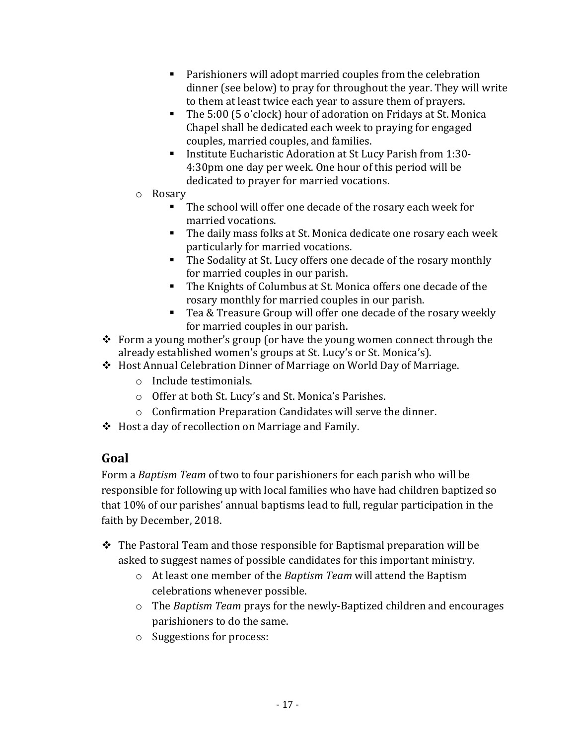- Parishioners will adopt married couples from the celebration dinner (see below) to pray for throughout the year. They will write to them at least twice each year to assure them of prayers.
    - The 5:00 (5 o'clock) hour of adoration on Fridays at St. Monica Chapel shall be dedicated each week to praying for engaged couples, married couples, and families.
    - Institute Eucharistic Adoration at St Lucy Parish from 1:30-4:30pm one day per week. One hour of this period will be dedicated to prayer for married vocations.
  - Rosary
    - The school will offer one decade of the rosary each week for married vocations.
    - The daily mass folks at St. Monica dedicate one rosary each week particularly for married vocations.
    - The Sodality at St. Lucy offers one decade of the rosary monthly for married couples in our parish.
    - The Knights of Columbus at St. Monica offers one decade of the rosary monthly for married couples in our parish.
    - Tea & Treasure Group will offer one decade of the rosary weekly for married couples in our parish.
- Form a young mother's group (or have the young women connect through the already established women's groups at St. Lucy's or St. Monica's).
- Host Annual Celebration Dinner of Marriage on World Day of Marriage.
  - Include testimonials.
  - Offer at both St. Lucy's and St. Monica's Parishes.
  - Confirmation Preparation Candidates will serve the dinner.
- Host a day of recollection on Marriage and Family.

## Goal

Form a *Baptism Team* of two to four parishioners for each parish who will be responsible for following up with local families who have had children baptized so that 10% of our parishes' annual baptisms lead to full, regular participation in the faith by December, 2018.

- The Pastoral Team and those responsible for Baptismal preparation will be asked to suggest names of possible candidates for this important ministry.
  - At least one member of the *Baptism Team* will attend the Baptism celebrations whenever possible.
  - The *Baptism Team* prays for the newly-Baptized children and encourages parishioners to do the same.
  - Suggestions for process: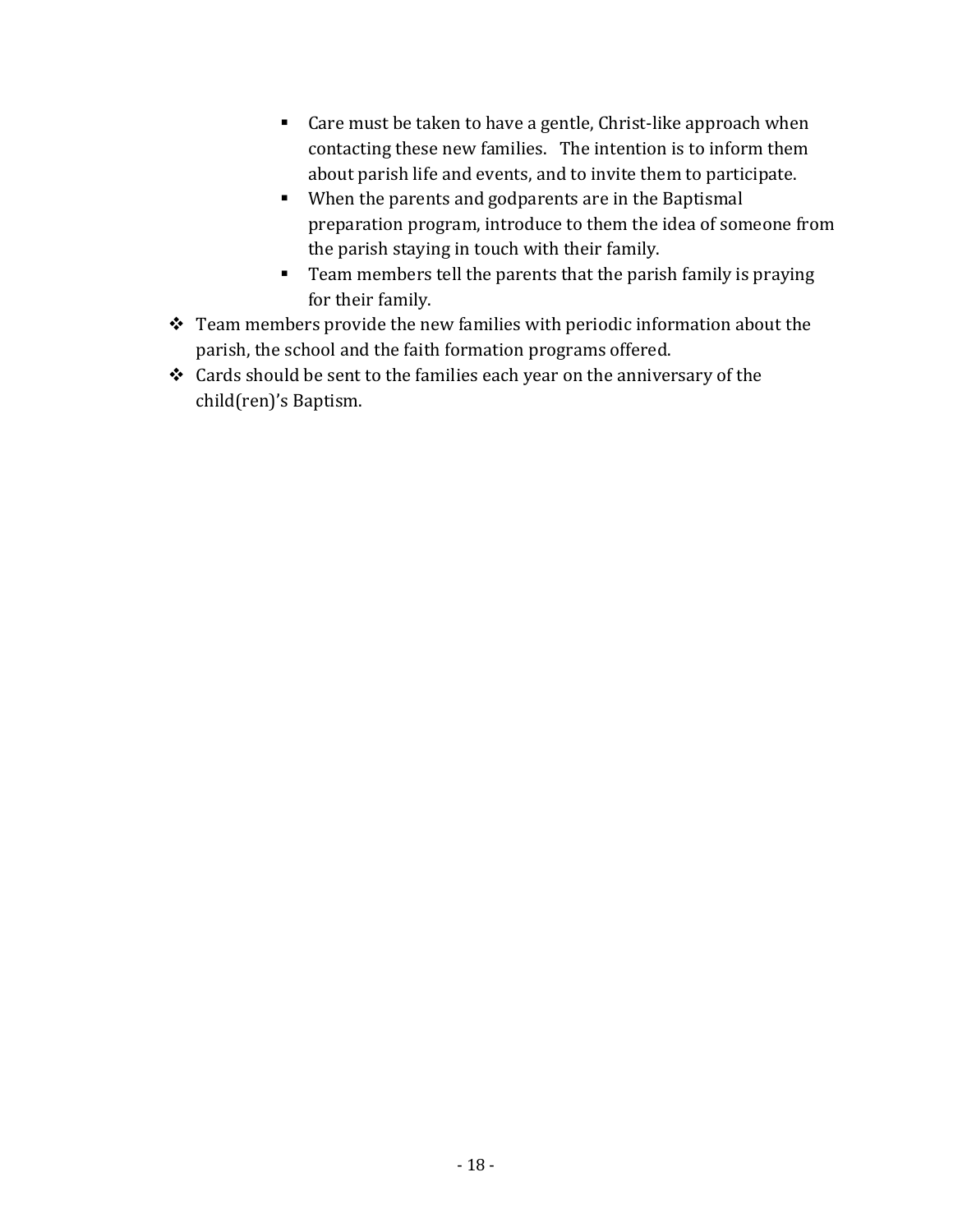- Care must be taken to have a gentle, Christ-like approach when contacting these new families. The intention is to inform them about parish life and events, and to invite them to participate.
    - When the parents and godparents are in the Baptismal preparation program, introduce to them the idea of someone from the parish staying in touch with their family.
    - Team members tell the parents that the parish family is praying for their family.
- Team members provide the new families with periodic information about the parish, the school and the faith formation programs offered.
- Cards should be sent to the families each year on the anniversary of the child(ren)'s Baptism.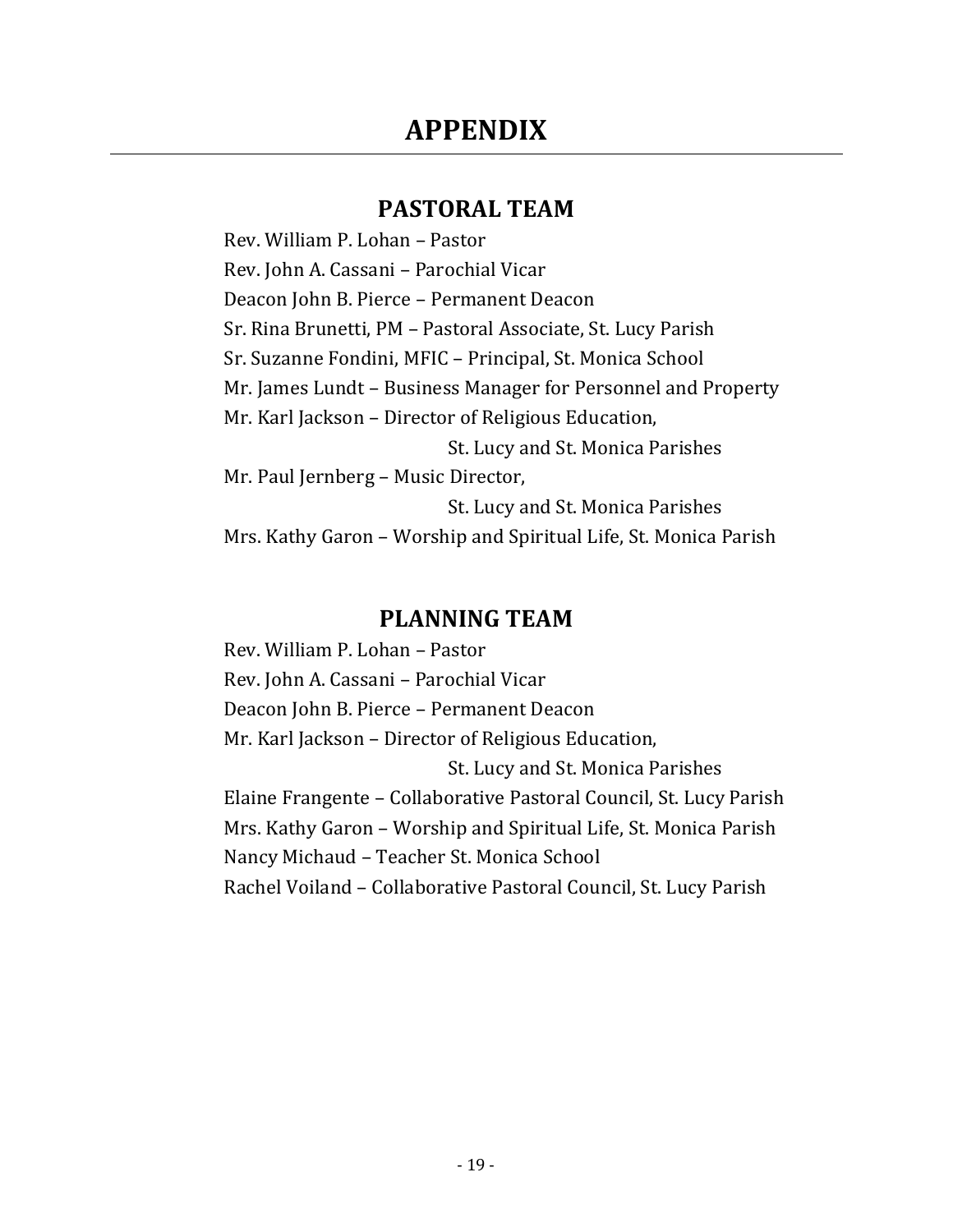# APPENDIX

## PASTORAL TEAM

Rev. William P. Lohan – Pastor
Rev. John A. Cassani – Parochial Vicar
Deacon John B. Pierce – Permanent Deacon
Sr. Rina Brunetti, PM – Pastoral Associate, St. Lucy Parish
Sr. Suzanne Fondini, MFIC – Principal, St. Monica School
Mr. James Lundt – Business Manager for Personnel and Property
Mr. Karl Jackson – Director of Religious Education, St. Lucy and St. Monica Parishes
Mr. Paul Jernberg – Music Director, St. Lucy and St. Monica Parishes
Mrs. Kathy Garon – Worship and Spiritual Life, St. Monica Parish

## PLANNING TEAM

Rev. William P. Lohan – Pastor
Rev. John A. Cassani – Parochial Vicar
Deacon John B. Pierce – Permanent Deacon
Mr. Karl Jackson – Director of Religious Education, St. Lucy and St. Monica Parishes
Elaine Frangente – Collaborative Pastoral Council, St. Lucy Parish
Mrs. Kathy Garon – Worship and Spiritual Life, St. Monica Parish
Nancy Michaud – Teacher St. Monica School
Rachel Voiland – Collaborative Pastoral Council, St. Lucy Parish